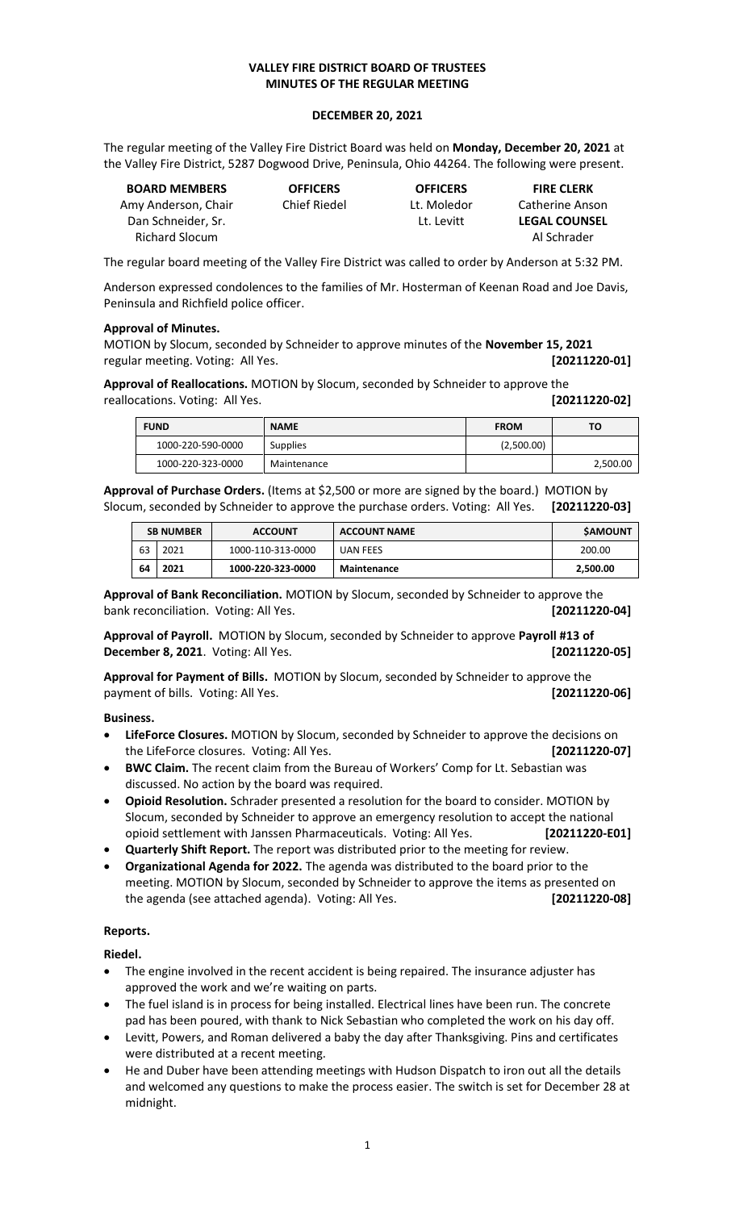# VALLEY FIRE DISTRICT BOARD OF TRUSTEES
## MINUTES OF THE REGULAR MEETING

### DECEMBER 20, 2021

The regular meeting of the Valley Fire District Board was held on **Monday, December 20, 2021** at the Valley Fire District, 5287 Dogwood Drive, Peninsula, Ohio 44264. The following were present.

| BOARD MEMBERS | OFFICERS | OFFICERS | FIRE CLERK |
|---|---|---|---|
| Amy Anderson, Chair | Chief Riedel | Lt. Moledor | Catherine Anson |
| Dan Schneider, Sr. | | Lt. Levitt | **LEGAL COUNSEL** |
| Richard Slocum | | | Al Schrader |

The regular board meeting of the Valley Fire District was called to order by Anderson at 5:32 PM.

Anderson expressed condolences to the families of Mr. Hosterman of Keenan Road and Joe Davis, Peninsula and Richfield police officer.

**Approval of Minutes.**
MOTION by Slocum, seconded by Schneider to approve minutes of the **November 15, 2021** regular meeting. Voting: All Yes. **[20211220-01]**

**Approval of Reallocations.** MOTION by Slocum, seconded by Schneider to approve the reallocations. Voting: All Yes. **[20211220-02]**

| FUND | NAME | FROM | TO |
|---|---|---|---|
| 1000-220-590-0000 | Supplies | (2,500.00) | |
| 1000-220-323-0000 | Maintenance | | 2,500.00 |

**Approval of Purchase Orders.** (Items at $2,500 or more are signed by the board.) MOTION by Slocum, seconded by Schneider to approve the purchase orders. Voting: All Yes. **[20211220-03]**

| SB NUMBER | | ACCOUNT | ACCOUNT NAME | $AMOUNT |
|---|---|---|---|---|
| 63 | 2021 | 1000-110-313-0000 | UAN FEES | 200.00 |
| **64** | **2021** | **1000-220-323-0000** | **Maintenance** | **2,500.00** |

**Approval of Bank Reconciliation.** MOTION by Slocum, seconded by Schneider to approve the bank reconciliation. Voting: All Yes. **[20211220-04]**

**Approval of Payroll.** MOTION by Slocum, seconded by Schneider to approve **Payroll #13 of December 8, 2021**. Voting: All Yes. **[20211220-05]**

**Approval for Payment of Bills.** MOTION by Slocum, seconded by Schneider to approve the payment of bills. Voting: All Yes. **[20211220-06]**

**Business.**

- **LifeForce Closures.** MOTION by Slocum, seconded by Schneider to approve the decisions on the LifeForce closures. Voting: All Yes. **[20211220-07]**
- **BWC Claim.** The recent claim from the Bureau of Workers' Comp for Lt. Sebastian was discussed. No action by the board was required.
- **Opioid Resolution.** Schrader presented a resolution for the board to consider. MOTION by Slocum, seconded by Schneider to approve an emergency resolution to accept the national opioid settlement with Janssen Pharmaceuticals. Voting: All Yes. **[20211220-E01]**
- **Quarterly Shift Report.** The report was distributed prior to the meeting for review.
- **Organizational Agenda for 2022.** The agenda was distributed to the board prior to the meeting. MOTION by Slocum, seconded by Schneider to approve the items as presented on the agenda (see attached agenda). Voting: All Yes. **[20211220-08]**

**Reports.**

**Riedel.**

- The engine involved in the recent accident is being repaired. The insurance adjuster has approved the work and we're waiting on parts.
- The fuel island is in process for being installed. Electrical lines have been run. The concrete pad has been poured, with thank to Nick Sebastian who completed the work on his day off.
- Levitt, Powers, and Roman delivered a baby the day after Thanksgiving. Pins and certificates were distributed at a recent meeting.
- He and Duber have been attending meetings with Hudson Dispatch to iron out all the details and welcomed any questions to make the process easier. The switch is set for December 28 at midnight.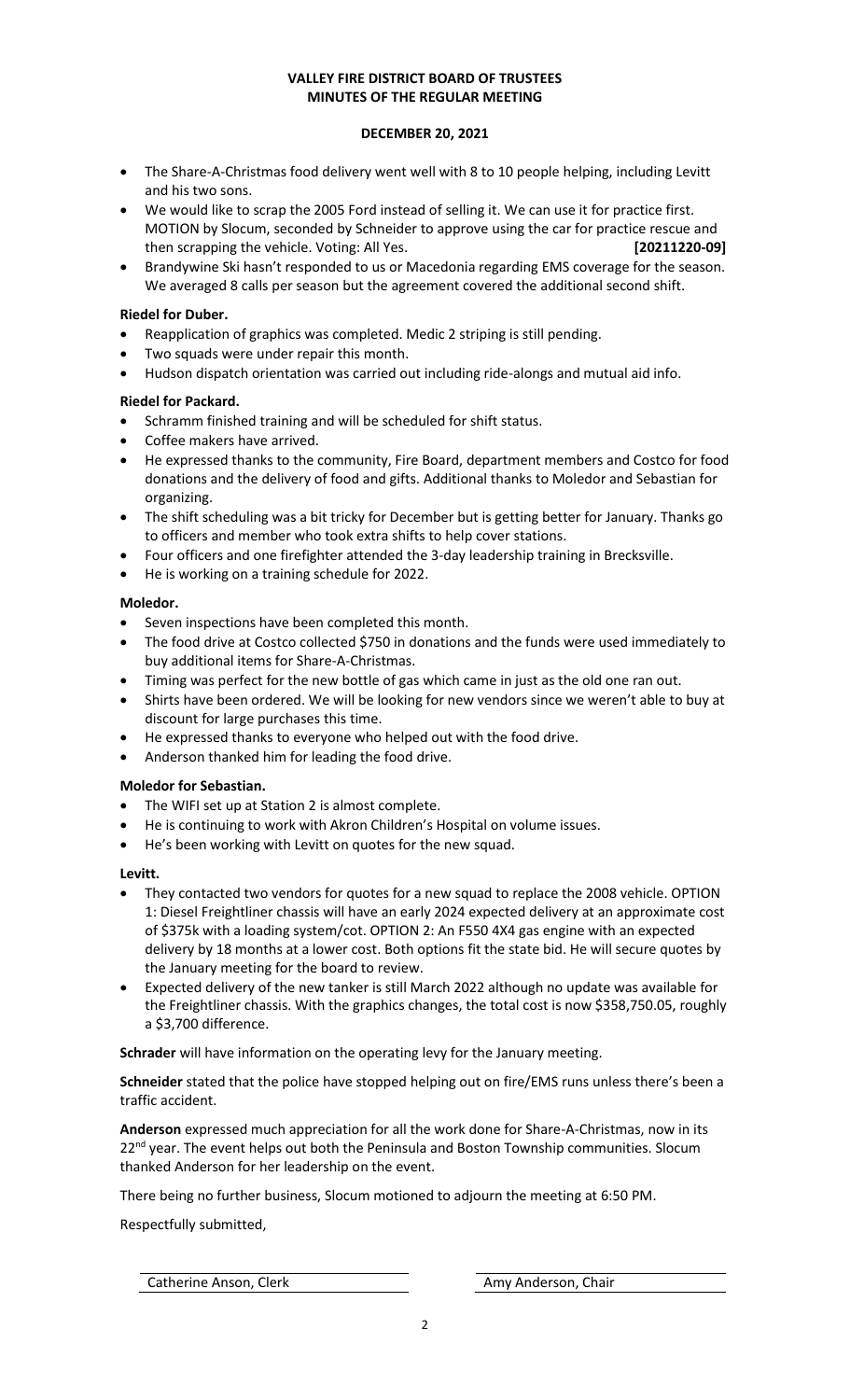**VALLEY FIRE DISTRICT BOARD OF TRUSTEES**
**MINUTES OF THE REGULAR MEETING**

**DECEMBER 20, 2021**

- The Share-A-Christmas food delivery went well with 8 to 10 people helping, including Levitt and his two sons.
- We would like to scrap the 2005 Ford instead of selling it. We can use it for practice first. MOTION by Slocum, seconded by Schneider to approve using the car for practice rescue and then scrapping the vehicle. Voting: All Yes. **[20211220-09]**
- Brandywine Ski hasn't responded to us or Macedonia regarding EMS coverage for the season. We averaged 8 calls per season but the agreement covered the additional second shift.

**Riedel for Duber.**

- Reapplication of graphics was completed. Medic 2 striping is still pending.
- Two squads were under repair this month.
- Hudson dispatch orientation was carried out including ride-alongs and mutual aid info.

**Riedel for Packard.**

- Schramm finished training and will be scheduled for shift status.
- Coffee makers have arrived.
- He expressed thanks to the community, Fire Board, department members and Costco for food donations and the delivery of food and gifts. Additional thanks to Moledor and Sebastian for organizing.
- The shift scheduling was a bit tricky for December but is getting better for January. Thanks go to officers and member who took extra shifts to help cover stations.
- Four officers and one firefighter attended the 3-day leadership training in Brecksville.
- He is working on a training schedule for 2022.

**Moledor.**

- Seven inspections have been completed this month.
- The food drive at Costco collected $750 in donations and the funds were used immediately to buy additional items for Share-A-Christmas.
- Timing was perfect for the new bottle of gas which came in just as the old one ran out.
- Shirts have been ordered. We will be looking for new vendors since we weren't able to buy at discount for large purchases this time.
- He expressed thanks to everyone who helped out with the food drive.
- Anderson thanked him for leading the food drive.

**Moledor for Sebastian.**

- The WIFI set up at Station 2 is almost complete.
- He is continuing to work with Akron Children's Hospital on volume issues.
- He's been working with Levitt on quotes for the new squad.

**Levitt.**

- They contacted two vendors for quotes for a new squad to replace the 2008 vehicle. OPTION 1: Diesel Freightliner chassis will have an early 2024 expected delivery at an approximate cost of $375k with a loading system/cot. OPTION 2: An F550 4X4 gas engine with an expected delivery by 18 months at a lower cost. Both options fit the state bid. He will secure quotes by the January meeting for the board to review.
- Expected delivery of the new tanker is still March 2022 although no update was available for the Freightliner chassis. With the graphics changes, the total cost is now $358,750.05, roughly a $3,700 difference.

**Schrader** will have information on the operating levy for the January meeting.

**Schneider** stated that the police have stopped helping out on fire/EMS runs unless there's been a traffic accident.

**Anderson** expressed much appreciation for all the work done for Share-A-Christmas, now in its 22nd year. The event helps out both the Peninsula and Boston Township communities. Slocum thanked Anderson for her leadership on the event.

There being no further business, Slocum motioned to adjourn the meeting at 6:50 PM.

Respectfully submitted,

| Catherine Anson, Clerk | Amy Anderson, Chair |
|---|---|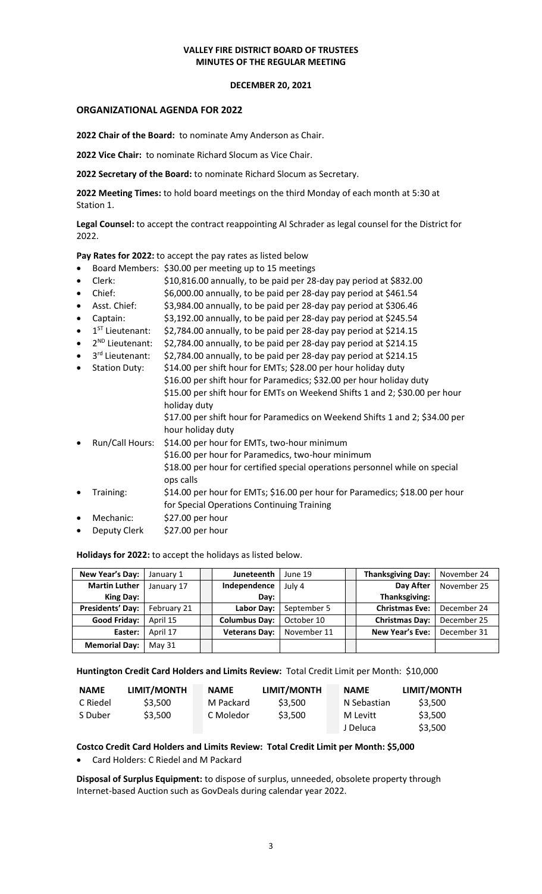**VALLEY FIRE DISTRICT BOARD OF TRUSTEES**
**MINUTES OF THE REGULAR MEETING**

**DECEMBER 20, 2021**

## ORGANIZATIONAL AGENDA FOR 2022

**2022 Chair of the Board:** to nominate Amy Anderson as Chair.

**2022 Vice Chair:** to nominate Richard Slocum as Vice Chair.

**2022 Secretary of the Board:** to nominate Richard Slocum as Secretary.

**2022 Meeting Times:** to hold board meetings on the third Monday of each month at 5:30 at Station 1.

**Legal Counsel:** to accept the contract reappointing Al Schrader as legal counsel for the District for 2022.

**Pay Rates for 2022:** to accept the pay rates as listed below

- Board Members: $30.00 per meeting up to 15 meetings
- Clerk: $10,816.00 annually, to be paid per 28-day pay period at $832.00
- Chief: $6,000.00 annually, to be paid per 28-day pay period at $461.54
- Asst. Chief: $3,984.00 annually, to be paid per 28-day pay period at $306.46
- Captain: $3,192.00 annually, to be paid per 28-day pay period at $245.54
- 1ST Lieutenant: $2,784.00 annually, to be paid per 28-day pay period at $214.15
- 2ND Lieutenant: $2,784.00 annually, to be paid per 28-day pay period at $214.15
- 3rd Lieutenant: $2,784.00 annually, to be paid per 28-day pay period at $214.15
- Station Duty: $14.00 per shift hour for EMTs; $28.00 per hour holiday duty
  $16.00 per shift hour for Paramedics; $32.00 per hour holiday duty
  $15.00 per shift hour for EMTs on Weekend Shifts 1 and 2; $30.00 per hour holiday duty
  $17.00 per shift hour for Paramedics on Weekend Shifts 1 and 2; $34.00 per hour holiday duty
- Run/Call Hours: $14.00 per hour for EMTs, two-hour minimum
  $16.00 per hour for Paramedics, two-hour minimum
  $18.00 per hour for certified special operations personnel while on special ops calls
- Training: $14.00 per hour for EMTs; $16.00 per hour for Paramedics; $18.00 per hour for Special Operations Continuing Training
- Mechanic: $27.00 per hour
- Deputy Clerk $27.00 per hour

**Holidays for 2022:** to accept the holidays as listed below.

| | | | | | |
|---|---|---|---|---|---|
| **New Year's Day:** | January 1 | **Juneteenth** | June 19 | **Thanksgiving Day:** | November 24 |
| **Martin Luther King Day:** | January 17 | **Independence Day:** | July 4 | **Day After Thanksgiving:** | November 25 |
| **Presidents' Day:** | February 21 | **Labor Day:** | September 5 | **Christmas Eve:** | December 24 |
| **Good Friday:** | April 15 | **Columbus Day:** | October 10 | **Christmas Day:** | December 25 |
| **Easter:** | April 17 | **Veterans Day:** | November 11 | **New Year's Eve:** | December 31 |
| **Memorial Day:** | May 31 | | | | |

**Huntington Credit Card Holders and Limits Review:** Total Credit Limit per Month: $10,000

| NAME | LIMIT/MONTH | NAME | LIMIT/MONTH | NAME | LIMIT/MONTH |
|---|---|---|---|---|---|
| C Riedel | $3,500 | M Packard | $3,500 | N Sebastian | $3,500 |
| S Duber | $3,500 | C Moledor | $3,500 | M Levitt | $3,500 |
| | | | | J Deluca | $3,500 |

**Costco Credit Card Holders and Limits Review: Total Credit Limit per Month: $5,000**

- Card Holders: C Riedel and M Packard

**Disposal of Surplus Equipment:** to dispose of surplus, unneeded, obsolete property through Internet-based Auction such as GovDeals during calendar year 2022.